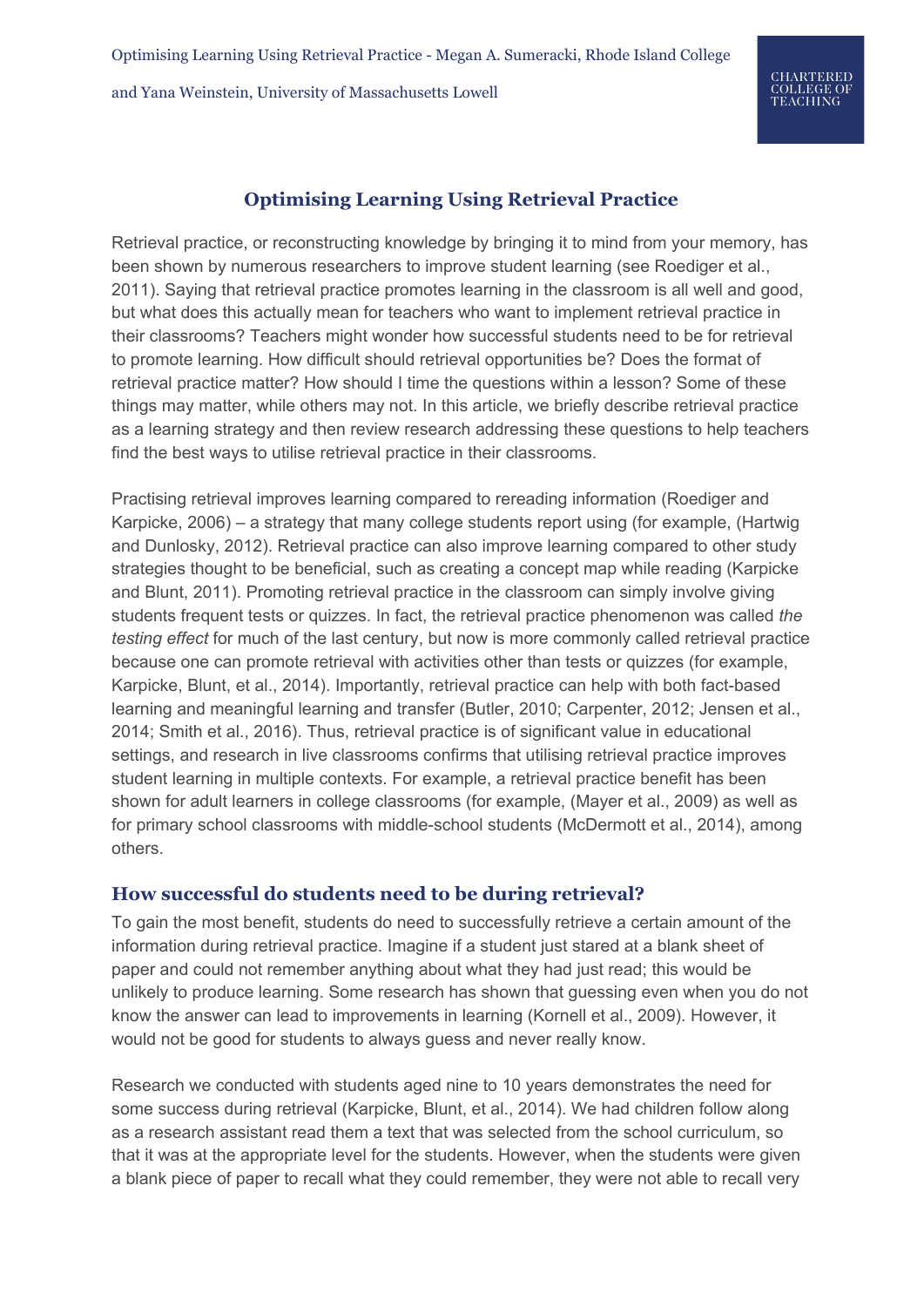# Optimising Learning Using Retrieval Practice

Retrieval practice, or reconstructing knowledge by bringing it to mind from your memory, has been shown by numerous researchers to improve student learning (see Roediger et al., 2011). Saying that retrieval practice promotes learning in the classroom is all well and good, but what does this actually mean for teachers who want to implement retrieval practice in their classrooms? Teachers might wonder how successful students need to be for retrieval to promote learning. How difficult should retrieval opportunities be? Does the format of retrieval practice matter? How should I time the questions within a lesson? Some of these things may matter, while others may not. In this article, we briefly describe retrieval practice as a learning strategy and then review research addressing these questions to help teachers find the best ways to utilise retrieval practice in their classrooms.

Practising retrieval improves learning compared to rereading information (Roediger and Karpicke, 2006) – a strategy that many college students report using (for example, (Hartwig and Dunlosky, 2012). Retrieval practice can also improve learning compared to other study strategies thought to be beneficial, such as creating a concept map while reading (Karpicke and Blunt, 2011). Promoting retrieval practice in the classroom can simply involve giving students frequent tests or quizzes. In fact, the retrieval practice phenomenon was called *the testing effect* for much of the last century, but now is more commonly called retrieval practice because one can promote retrieval with activities other than tests or quizzes (for example, Karpicke, Blunt, et al., 2014). Importantly, retrieval practice can help with both fact-based learning and meaningful learning and transfer (Butler, 2010; Carpenter, 2012; Jensen et al., 2014; Smith et al., 2016). Thus, retrieval practice is of significant value in educational settings, and research in live classrooms confirms that utilising retrieval practice improves student learning in multiple contexts. For example, a retrieval practice benefit has been shown for adult learners in college classrooms (for example, (Mayer et al., 2009) as well as for primary school classrooms with middle-school students (McDermott et al., 2014), among others.

## How successful do students need to be during retrieval?

To gain the most benefit, students do need to successfully retrieve a certain amount of the information during retrieval practice. Imagine if a student just stared at a blank sheet of paper and could not remember anything about what they had just read; this would be unlikely to produce learning. Some research has shown that guessing even when you do not know the answer can lead to improvements in learning (Kornell et al., 2009). However, it would not be good for students to always guess and never really know.

Research we conducted with students aged nine to 10 years demonstrates the need for some success during retrieval (Karpicke, Blunt, et al., 2014). We had children follow along as a research assistant read them a text that was selected from the school curriculum, so that it was at the appropriate level for the students. However, when the students were given a blank piece of paper to recall what they could remember, they were not able to recall very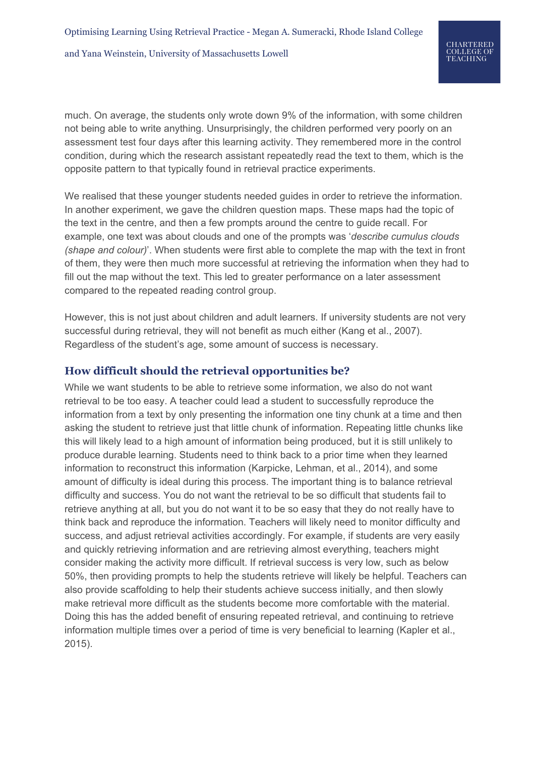much. On average, the students only wrote down 9% of the information, with some children not being able to write anything. Unsurprisingly, the children performed very poorly on an assessment test four days after this learning activity. They remembered more in the control condition, during which the research assistant repeatedly read the text to them, which is the opposite pattern to that typically found in retrieval practice experiments.

We realised that these younger students needed guides in order to retrieve the information. In another experiment, we gave the children question maps. These maps had the topic of the text in the centre, and then a few prompts around the centre to guide recall. For example, one text was about clouds and one of the prompts was '*describe cumulus clouds (shape and colour)*'. When students were first able to complete the map with the text in front of them, they were then much more successful at retrieving the information when they had to fill out the map without the text. This led to greater performance on a later assessment compared to the repeated reading control group.

However, this is not just about children and adult learners. If university students are not very successful during retrieval, they will not benefit as much either (Kang et al., 2007). Regardless of the student's age, some amount of success is necessary.

## How difficult should the retrieval opportunities be?

While we want students to be able to retrieve some information, we also do not want retrieval to be too easy. A teacher could lead a student to successfully reproduce the information from a text by only presenting the information one tiny chunk at a time and then asking the student to retrieve just that little chunk of information. Repeating little chunks like this will likely lead to a high amount of information being produced, but it is still unlikely to produce durable learning. Students need to think back to a prior time when they learned information to reconstruct this information (Karpicke, Lehman, et al., 2014), and some amount of difficulty is ideal during this process. The important thing is to balance retrieval difficulty and success. You do not want the retrieval to be so difficult that students fail to retrieve anything at all, but you do not want it to be so easy that they do not really have to think back and reproduce the information. Teachers will likely need to monitor difficulty and success, and adjust retrieval activities accordingly. For example, if students are very easily and quickly retrieving information and are retrieving almost everything, teachers might consider making the activity more difficult. If retrieval success is very low, such as below 50%, then providing prompts to help the students retrieve will likely be helpful. Teachers can also provide scaffolding to help their students achieve success initially, and then slowly make retrieval more difficult as the students become more comfortable with the material. Doing this has the added benefit of ensuring repeated retrieval, and continuing to retrieve information multiple times over a period of time is very beneficial to learning (Kapler et al., 2015).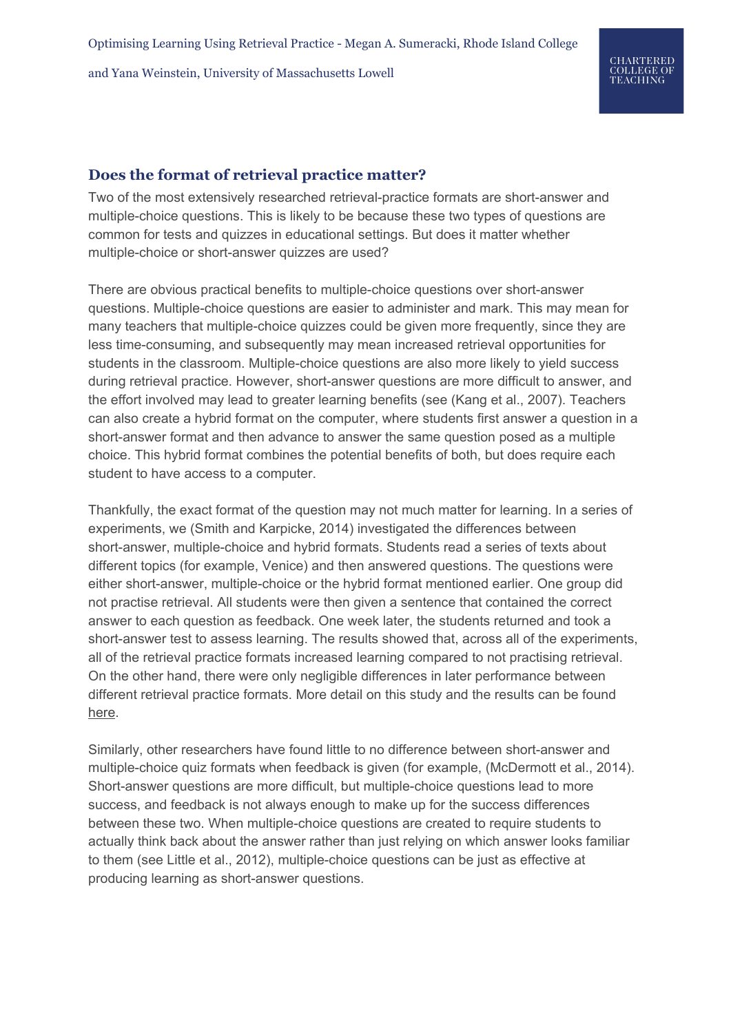## Does the format of retrieval practice matter?

Two of the most extensively researched retrieval-practice formats are short-answer and multiple-choice questions. This is likely to be because these two types of questions are common for tests and quizzes in educational settings. But does it matter whether multiple-choice or short-answer quizzes are used?

There are obvious practical benefits to multiple-choice questions over short-answer questions. Multiple-choice questions are easier to administer and mark. This may mean for many teachers that multiple-choice quizzes could be given more frequently, since they are less time-consuming, and subsequently may mean increased retrieval opportunities for students in the classroom. Multiple-choice questions are also more likely to yield success during retrieval practice. However, short-answer questions are more difficult to answer, and the effort involved may lead to greater learning benefits (see (Kang et al., 2007). Teachers can also create a hybrid format on the computer, where students first answer a question in a short-answer format and then advance to answer the same question posed as a multiple choice. This hybrid format combines the potential benefits of both, but does require each student to have access to a computer.

Thankfully, the exact format of the question may not much matter for learning. In a series of experiments, we (Smith and Karpicke, 2014) investigated the differences between short-answer, multiple-choice and hybrid formats. Students read a series of texts about different topics (for example, Venice) and then answered questions. The questions were either short-answer, multiple-choice or the hybrid format mentioned earlier. One group did not practise retrieval. All students were then given a sentence that contained the correct answer to each question as feedback. One week later, the students returned and took a short-answer test to assess learning. The results showed that, across all of the experiments, all of the retrieval practice formats increased learning compared to not practising retrieval. On the other hand, there were only negligible differences in later performance between different retrieval practice formats. More detail on this study and the results can be found here.

Similarly, other researchers have found little to no difference between short-answer and multiple-choice quiz formats when feedback is given (for example, (McDermott et al., 2014). Short-answer questions are more difficult, but multiple-choice questions lead to more success, and feedback is not always enough to make up for the success differences between these two. When multiple-choice questions are created to require students to actually think back about the answer rather than just relying on which answer looks familiar to them (see Little et al., 2012), multiple-choice questions can be just as effective at producing learning as short-answer questions.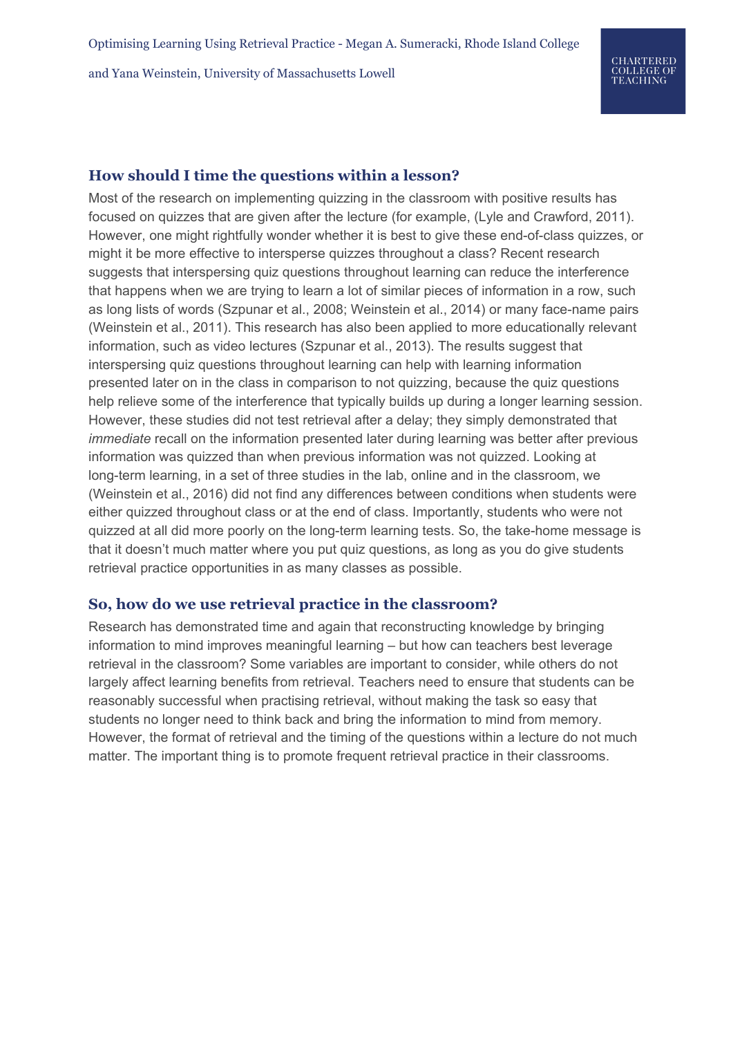## How should I time the questions within a lesson?

Most of the research on implementing quizzing in the classroom with positive results has focused on quizzes that are given after the lecture (for example, (Lyle and Crawford, 2011). However, one might rightfully wonder whether it is best to give these end-of-class quizzes, or might it be more effective to intersperse quizzes throughout a class? Recent research suggests that interspersing quiz questions throughout learning can reduce the interference that happens when we are trying to learn a lot of similar pieces of information in a row, such as long lists of words (Szpunar et al., 2008; Weinstein et al., 2014) or many face-name pairs (Weinstein et al., 2011). This research has also been applied to more educationally relevant information, such as video lectures (Szpunar et al., 2013). The results suggest that interspersing quiz questions throughout learning can help with learning information presented later on in the class in comparison to not quizzing, because the quiz questions help relieve some of the interference that typically builds up during a longer learning session. However, these studies did not test retrieval after a delay; they simply demonstrated that *immediate* recall on the information presented later during learning was better after previous information was quizzed than when previous information was not quizzed. Looking at long-term learning, in a set of three studies in the lab, online and in the classroom, we (Weinstein et al., 2016) did not find any differences between conditions when students were either quizzed throughout class or at the end of class. Importantly, students who were not quizzed at all did more poorly on the long-term learning tests. So, the take-home message is that it doesn't much matter where you put quiz questions, as long as you do give students retrieval practice opportunities in as many classes as possible.

## So, how do we use retrieval practice in the classroom?

Research has demonstrated time and again that reconstructing knowledge by bringing information to mind improves meaningful learning – but how can teachers best leverage retrieval in the classroom? Some variables are important to consider, while others do not largely affect learning benefits from retrieval. Teachers need to ensure that students can be reasonably successful when practising retrieval, without making the task so easy that students no longer need to think back and bring the information to mind from memory. However, the format of retrieval and the timing of the questions within a lecture do not much matter. The important thing is to promote frequent retrieval practice in their classrooms.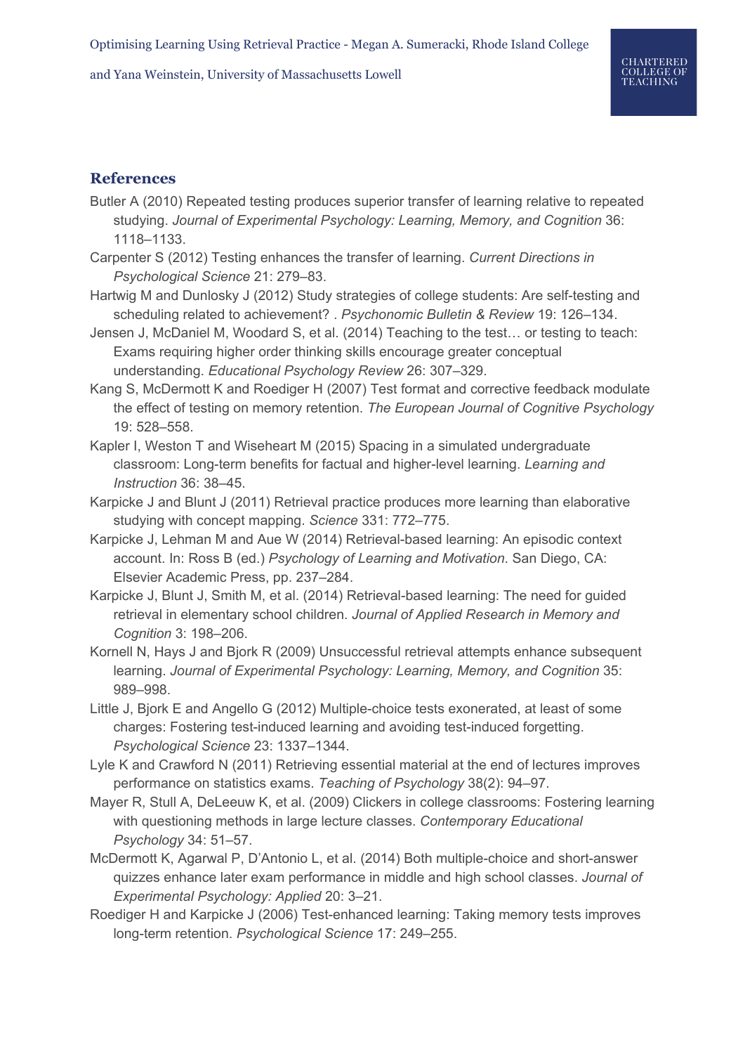## References

Butler A (2010) Repeated testing produces superior transfer of learning relative to repeated studying. *Journal of Experimental Psychology: Learning, Memory, and Cognition* 36: 1118–1133.

Carpenter S (2012) Testing enhances the transfer of learning. *Current Directions in Psychological Science* 21: 279–83.

Hartwig M and Dunlosky J (2012) Study strategies of college students: Are self-testing and scheduling related to achievement? . *Psychonomic Bulletin & Review* 19: 126–134.

Jensen J, McDaniel M, Woodard S, et al. (2014) Teaching to the test… or testing to teach: Exams requiring higher order thinking skills encourage greater conceptual understanding. *Educational Psychology Review* 26: 307–329.

Kang S, McDermott K and Roediger H (2007) Test format and corrective feedback modulate the effect of testing on memory retention. *The European Journal of Cognitive Psychology* 19: 528–558.

Kapler I, Weston T and Wiseheart M (2015) Spacing in a simulated undergraduate classroom: Long-term benefits for factual and higher-level learning. *Learning and Instruction* 36: 38–45.

Karpicke J and Blunt J (2011) Retrieval practice produces more learning than elaborative studying with concept mapping. *Science* 331: 772–775.

Karpicke J, Lehman M and Aue W (2014) Retrieval-based learning: An episodic context account. In: Ross B (ed.) *Psychology of Learning and Motivation*. San Diego, CA: Elsevier Academic Press, pp. 237–284.

Karpicke J, Blunt J, Smith M, et al. (2014) Retrieval-based learning: The need for guided retrieval in elementary school children. *Journal of Applied Research in Memory and Cognition* 3: 198–206.

Kornell N, Hays J and Bjork R (2009) Unsuccessful retrieval attempts enhance subsequent learning. *Journal of Experimental Psychology: Learning, Memory, and Cognition* 35: 989–998.

Little J, Bjork E and Angello G (2012) Multiple-choice tests exonerated, at least of some charges: Fostering test-induced learning and avoiding test-induced forgetting. *Psychological Science* 23: 1337–1344.

Lyle K and Crawford N (2011) Retrieving essential material at the end of lectures improves performance on statistics exams. *Teaching of Psychology* 38(2): 94–97.

Mayer R, Stull A, DeLeeuw K, et al. (2009) Clickers in college classrooms: Fostering learning with questioning methods in large lecture classes. *Contemporary Educational Psychology* 34: 51–57.

McDermott K, Agarwal P, D'Antonio L, et al. (2014) Both multiple-choice and short-answer quizzes enhance later exam performance in middle and high school classes. *Journal of Experimental Psychology: Applied* 20: 3–21.

Roediger H and Karpicke J (2006) Test-enhanced learning: Taking memory tests improves long-term retention. *Psychological Science* 17: 249–255.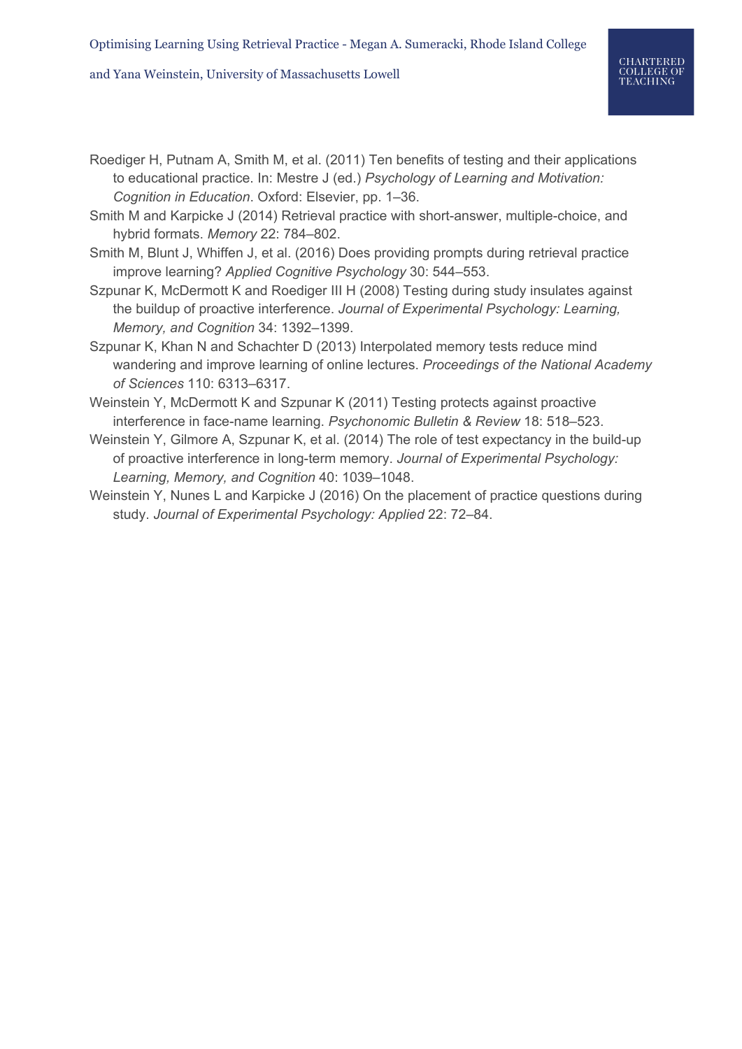Roediger H, Putnam A, Smith M, et al. (2011) Ten benefits of testing and their applications to educational practice. In: Mestre J (ed.) *Psychology of Learning and Motivation: Cognition in Education*. Oxford: Elsevier, pp. 1–36.

Smith M and Karpicke J (2014) Retrieval practice with short-answer, multiple-choice, and hybrid formats. *Memory* 22: 784–802.

Smith M, Blunt J, Whiffen J, et al. (2016) Does providing prompts during retrieval practice improve learning? *Applied Cognitive Psychology* 30: 544–553.

Szpunar K, McDermott K and Roediger III H (2008) Testing during study insulates against the buildup of proactive interference. *Journal of Experimental Psychology: Learning, Memory, and Cognition* 34: 1392–1399.

Szpunar K, Khan N and Schachter D (2013) Interpolated memory tests reduce mind wandering and improve learning of online lectures. *Proceedings of the National Academy of Sciences* 110: 6313–6317.

Weinstein Y, McDermott K and Szpunar K (2011) Testing protects against proactive interference in face-name learning. *Psychonomic Bulletin & Review* 18: 518–523.

Weinstein Y, Gilmore A, Szpunar K, et al. (2014) The role of test expectancy in the build-up of proactive interference in long-term memory. *Journal of Experimental Psychology: Learning, Memory, and Cognition* 40: 1039–1048.

Weinstein Y, Nunes L and Karpicke J (2016) On the placement of practice questions during study. *Journal of Experimental Psychology: Applied* 22: 72–84.